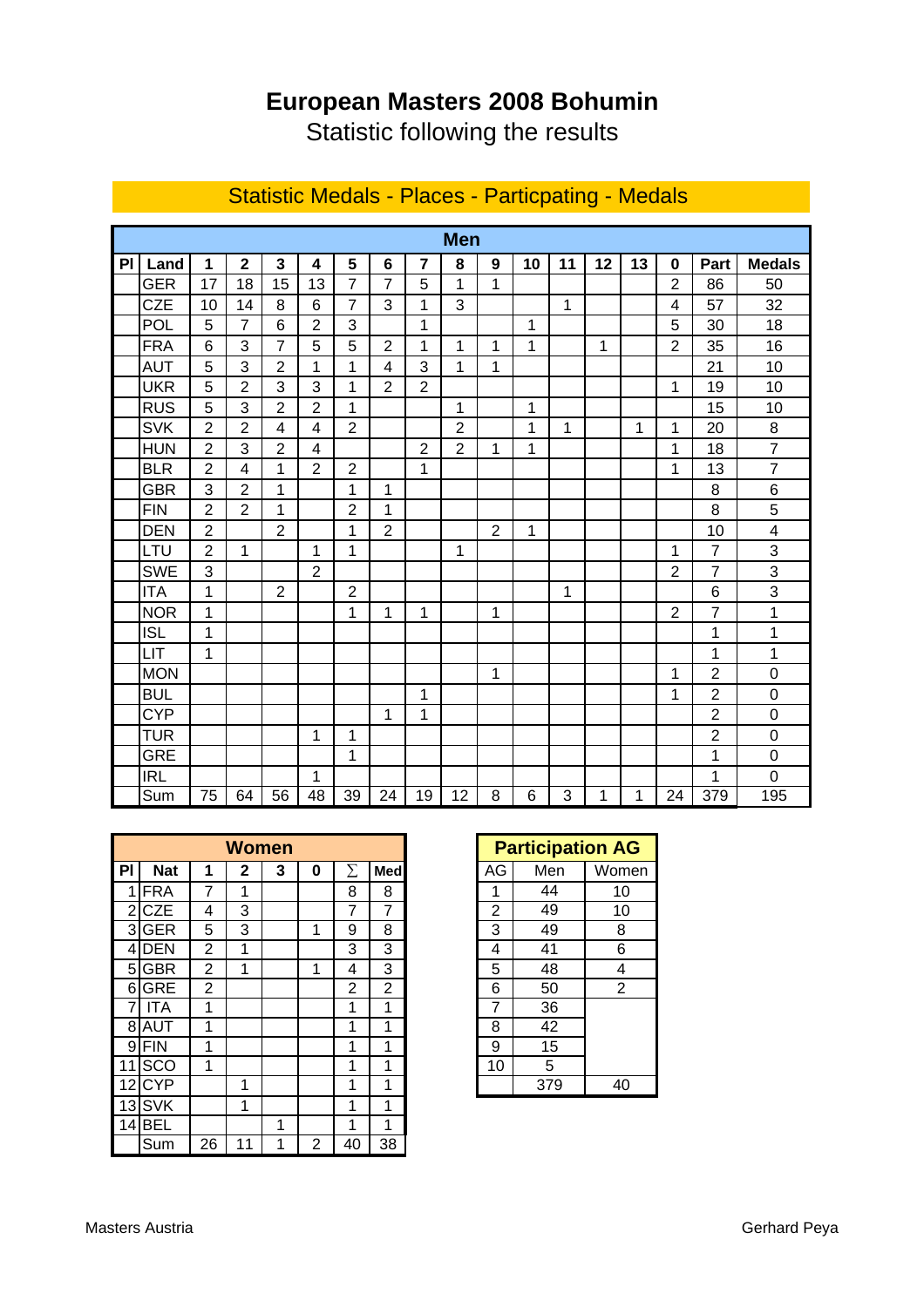# European Masters 2008 Bohumin

Statistic following the results

## Statistic Medals - Places - Particpating - Medals

| Pl | Land | 1 | 2 | 3 | 4 | 5 | 6 | 7 | 8 | 9 | 10 | 11 | 12 | 13 | 0 | Part | Medals |
|---|---|---|---|---|---|---|---|---|---|---|---|---|---|---|---|---|---|
| | **Men** | | | | | | | | | | | | | | | | |
| | GER | 17 | 18 | 15 | 13 | 7 | 7 | 5 | 1 | 1 | | | | | 2 | 86 | 50 |
| | CZE | 10 | 14 | 8 | 6 | 7 | 3 | 1 | 3 | | | 1 | | | 4 | 57 | 32 |
| | POL | 5 | 7 | 6 | 2 | 3 | | 1 | | | 1 | | | | 5 | 30 | 18 |
| | FRA | 6 | 3 | 7 | 5 | 5 | 2 | 1 | 1 | 1 | 1 | | 1 | | 2 | 35 | 16 |
| | AUT | 5 | 3 | 2 | 1 | 1 | 4 | 3 | 1 | 1 | | | | | | 21 | 10 |
| | UKR | 5 | 2 | 3 | 3 | 1 | 2 | 2 | | | | | | | 1 | 19 | 10 |
| | RUS | 5 | 3 | 2 | 2 | 1 | | | 1 | | 1 | | | | | 15 | 10 |
| | SVK | 2 | 2 | 4 | 4 | 2 | | | 2 | | 1 | 1 | | 1 | 1 | 20 | 8 |
| | HUN | 2 | 3 | 2 | 4 | | | 2 | 2 | 1 | 1 | | | | 1 | 18 | 7 |
| | BLR | 2 | 4 | 1 | 2 | 2 | | 1 | | | | | | | 1 | 13 | 7 |
| | GBR | 3 | 2 | 1 | | 1 | 1 | | | | | | | | | 8 | 6 |
| | FIN | 2 | 2 | 1 | | 2 | 1 | | | | | | | | | 8 | 5 |
| | DEN | 2 | | 2 | | 1 | 2 | | | 2 | 1 | | | | | 10 | 4 |
| | LTU | 2 | 1 | | 1 | 1 | | | 1 | | | | | | 1 | 7 | 3 |
| | SWE | 3 | | | 2 | | | | | | | | | | 2 | 7 | 3 |
| | ITA | 1 | | 2 | | 2 | | | | | | 1 | | | | 6 | 3 |
| | NOR | 1 | | | | 1 | 1 | 1 | | 1 | | | | | 2 | 7 | 1 |
| | ISL | 1 | | | | | | | | | | | | | | 1 | 1 |
| | LIT | 1 | | | | | | | | | | | | | | 1 | 1 |
| | MON | | | | | | | | | 1 | | | | | 1 | 2 | 0 |
| | BUL | | | | | | | 1 | | | | | | | 1 | 2 | 0 |
| | CYP | | | | | | 1 | 1 | | | | | | | | 2 | 0 |
| | TUR | | | | 1 | 1 | | | | | | | | | | 2 | 0 |
| | GRE | | | | | 1 | | | | | | | | | | 1 | 0 |
| | IRL | | | | 1 | | | | | | | | | | | 1 | 0 |
| | Sum | 75 | 64 | 56 | 48 | 39 | 24 | 19 | 12 | 8 | 6 | 3 | 1 | 1 | 24 | 379 | 195 |

| Pl | Nat | 1 | 2 | 3 | 0 | ∑ | Med |
|---|---|---|---|---|---|---|---|
| | **Women** | | | | | | |
| 1 | FRA | 7 | 1 | | | 8 | 8 |
| 2 | CZE | 4 | 3 | | | 7 | 7 |
| 3 | GER | 5 | 3 | | 1 | 9 | 8 |
| 4 | DEN | 2 | 1 | | | 3 | 3 |
| 5 | GBR | 2 | 1 | | 1 | 4 | 3 |
| 6 | GRE | 2 | | | | 2 | 2 |
| 7 | ITA | 1 | | | | 1 | 1 |
| 8 | AUT | 1 | | | | 1 | 1 |
| 9 | FIN | 1 | | | | 1 | 1 |
| 11 | SCO | 1 | | | | 1 | 1 |
| 12 | CYP | | 1 | | | 1 | 1 |
| 13 | SVK | | 1 | | | 1 | 1 |
| 14 | BEL | | | 1 | | 1 | 1 |
| | Sum | 26 | 11 | 1 | 2 | 40 | 38 |

| **Participation AG** | | |
|---|---|---|
| AG | Men | Women |
| 1 | 44 | 10 |
| 2 | 49 | 10 |
| 3 | 49 | 8 |
| 4 | 41 | 6 |
| 5 | 48 | 4 |
| 6 | 50 | 2 |
| 7 | 36 | |
| 8 | 42 | |
| 9 | 15 | |
| 10 | 5 | |
| | 379 | 40 |

Masters Austria

Gerhard Peya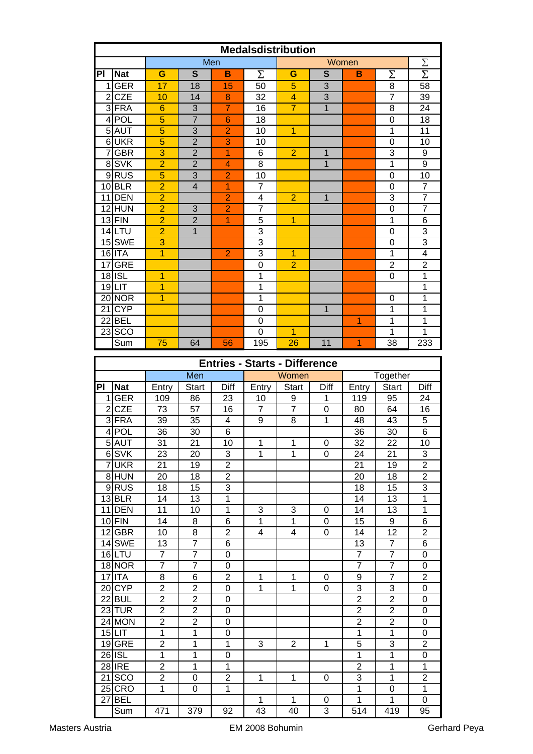## Medalsdistribution

| Pl | Nat | Men | | | | Women | | | | ∑ |
|---|---|---|---|---|---|---|---|---|---|---|
| | | G | S | B | ∑ | G | S | B | ∑ | ∑ |
| 1 | GER | 17 | 18 | 15 | 50 | 5 | 3 | | 8 | 58 |
| 2 | CZE | 10 | 14 | 8 | 32 | 4 | 3 | | 7 | 39 |
| 3 | FRA | 6 | 3 | 7 | 16 | 7 | 1 | | 8 | 24 |
| 4 | POL | 5 | 7 | 6 | 18 | | | | 0 | 18 |
| 5 | AUT | 5 | 3 | 2 | 10 | 1 | | | 1 | 11 |
| 6 | UKR | 5 | 2 | 3 | 10 | | | | 0 | 10 |
| 7 | GBR | 3 | 2 | 1 | 6 | 2 | 1 | | 3 | 9 |
| 8 | SVK | 2 | 2 | 4 | 8 | | 1 | | 1 | 9 |
| 9 | RUS | 5 | 3 | 2 | 10 | | | | 0 | 10 |
| 10 | BLR | 2 | 4 | 1 | 7 | | | | 0 | 7 |
| 11 | DEN | 2 | | 2 | 4 | 2 | 1 | | 3 | 7 |
| 12 | HUN | 2 | 3 | 2 | 7 | | | | 0 | 7 |
| 13 | FIN | 2 | 2 | 1 | 5 | 1 | | | 1 | 6 |
| 14 | LTU | 2 | 1 | | 3 | | | | 0 | 3 |
| 15 | SWE | 3 | | | 3 | | | | 0 | 3 |
| 16 | ITA | 1 | | 2 | 3 | 1 | | | 1 | 4 |
| 17 | GRE | | | | 0 | 2 | | | 2 | 2 |
| 18 | ISL | 1 | | | 1 | | | | 0 | 1 |
| 19 | LIT | 1 | | | 1 | | | | | 1 |
| 20 | NOR | 1 | | | 1 | | | | 0 | 1 |
| 21 | CYP | | | | 0 | | 1 | | 1 | 1 |
| 22 | BEL | | | | 0 | | | 1 | 1 | 1 |
| 23 | SCO | | | | 0 | 1 | | | 1 | 1 |
| | Sum | 75 | 64 | 56 | 195 | 26 | 11 | 1 | 38 | 233 |

## Entries - Starts - Difference

| Pl | Nat | Men | | | Women | | | Together | | |
|---|---|---|---|---|---|---|---|---|---|---|
| | | Entry | Start | Diff | Entry | Start | Diff | Entry | Start | Diff |
| 1 | GER | 109 | 86 | 23 | 10 | 9 | 1 | 119 | 95 | 24 |
| 2 | CZE | 73 | 57 | 16 | 7 | 7 | 0 | 80 | 64 | 16 |
| 3 | FRA | 39 | 35 | 4 | 9 | 8 | 1 | 48 | 43 | 5 |
| 4 | POL | 36 | 30 | 6 | | | | 36 | 30 | 6 |
| 5 | AUT | 31 | 21 | 10 | 1 | 1 | 0 | 32 | 22 | 10 |
| 6 | SVK | 23 | 20 | 3 | 1 | 1 | 0 | 24 | 21 | 3 |
| 7 | UKR | 21 | 19 | 2 | | | | 21 | 19 | 2 |
| 8 | HUN | 20 | 18 | 2 | | | | 20 | 18 | 2 |
| 9 | RUS | 18 | 15 | 3 | | | | 18 | 15 | 3 |
| 13 | BLR | 14 | 13 | 1 | | | | 14 | 13 | 1 |
| 11 | DEN | 11 | 10 | 1 | 3 | 3 | 0 | 14 | 13 | 1 |
| 10 | FIN | 14 | 8 | 6 | 1 | 1 | 0 | 15 | 9 | 6 |
| 12 | GBR | 10 | 8 | 2 | 4 | 4 | 0 | 14 | 12 | 2 |
| 14 | SWE | 13 | 7 | 6 | | | | 13 | 7 | 6 |
| 16 | LTU | 7 | 7 | 0 | | | | 7 | 7 | 0 |
| 18 | NOR | 7 | 7 | 0 | | | | 7 | 7 | 0 |
| 17 | ITA | 8 | 6 | 2 | 1 | 1 | 0 | 9 | 7 | 2 |
| 20 | CYP | 2 | 2 | 0 | 1 | 1 | 0 | 3 | 3 | 0 |
| 22 | BUL | 2 | 2 | 0 | | | | 2 | 2 | 0 |
| 23 | TUR | 2 | 2 | 0 | | | | 2 | 2 | 0 |
| 24 | MON | 2 | 2 | 0 | | | | 2 | 2 | 0 |
| 15 | LIT | 1 | 1 | 0 | | | | 1 | 1 | 0 |
| 19 | GRE | 2 | 1 | 1 | 3 | 2 | 1 | 5 | 3 | 2 |
| 26 | ISL | 1 | 1 | 0 | | | | 1 | 1 | 0 |
| 28 | IRE | 2 | 1 | 1 | | | | 2 | 1 | 1 |
| 21 | SCO | 2 | 0 | 2 | 1 | 1 | 0 | 3 | 1 | 2 |
| 25 | CRO | 1 | 0 | 1 | | | | 1 | 0 | 1 |
| 27 | BEL | | | | 1 | 1 | 0 | 1 | 1 | 0 |
| | Sum | 471 | 379 | 92 | 43 | 40 | 3 | 514 | 419 | 95 |

Masters Austria EM 2008 Bohumin Gerhard Peya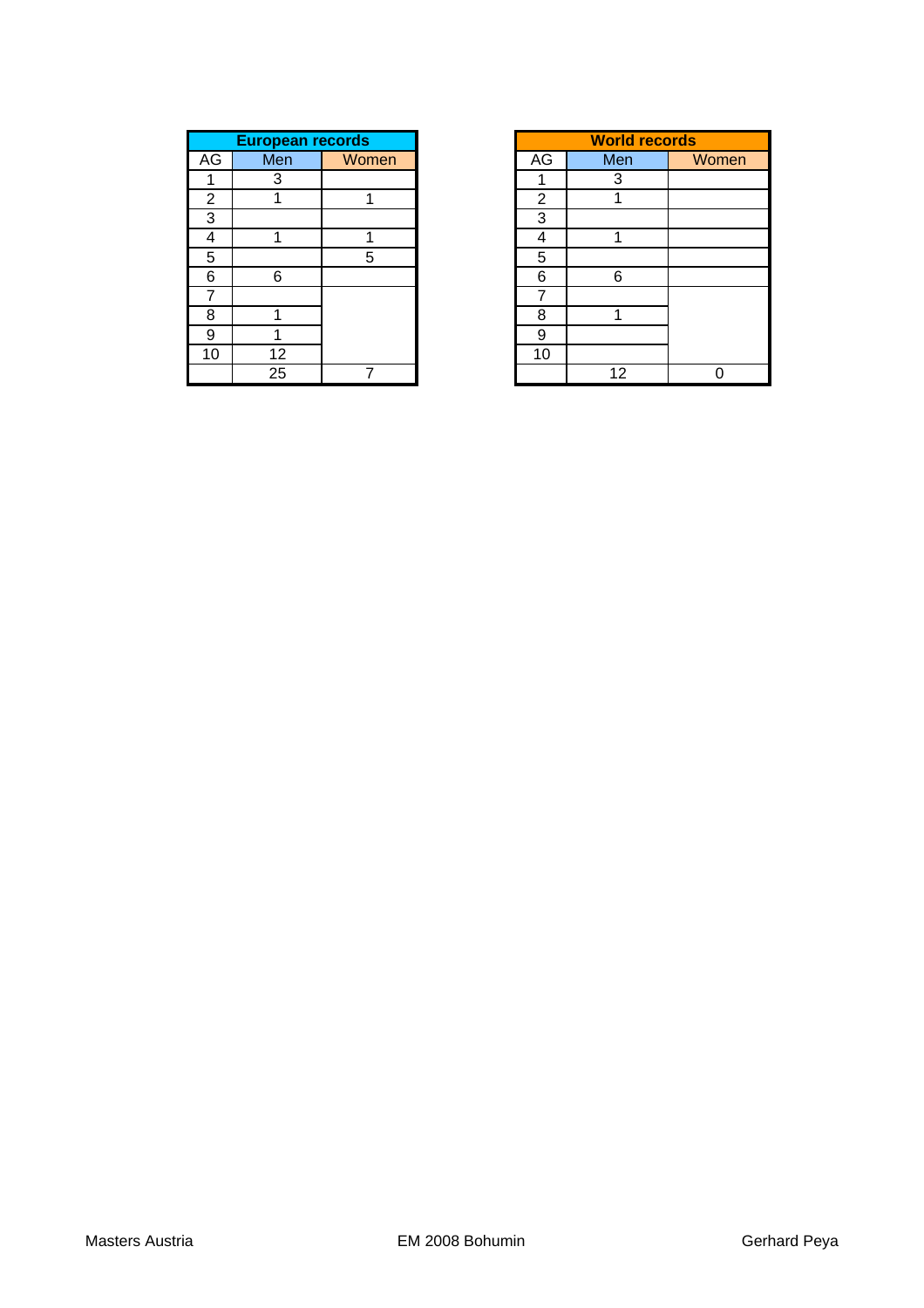| European records | | |
|---|---|---|
| AG | Men | Women |
| 1 | 3 | |
| 2 | 1 | 1 |
| 3 | | |
| 4 | 1 | 1 |
| 5 | | 5 |
| 6 | 6 | |
| 7 | | |
| 8 | 1 | |
| 9 | 1 | |
| 10 | 12 | |
| | 25 | 7 |

| World records | | |
|---|---|---|
| AG | Men | Women |
| 1 | 3 | |
| 2 | 1 | |
| 3 | | |
| 4 | 1 | |
| 5 | | |
| 6 | 6 | |
| 7 | | |
| 8 | 1 | |
| 9 | | |
| 10 | | |
| | 12 | 0 |